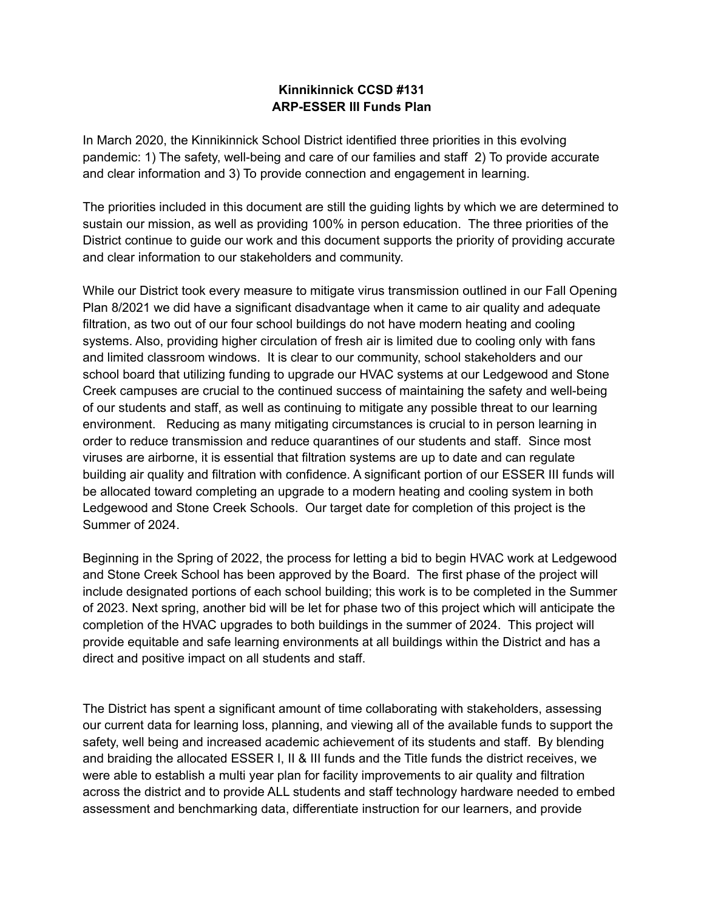# Kinnikinnick CCSD #131
## ARP-ESSER III Funds Plan

In March 2020, the Kinnikinnick School District identified three priorities in this evolving pandemic: 1) The safety, well-being and care of our families and staff 2) To provide accurate and clear information and 3) To provide connection and engagement in learning.

The priorities included in this document are still the guiding lights by which we are determined to sustain our mission, as well as providing 100% in person education. The three priorities of the District continue to guide our work and this document supports the priority of providing accurate and clear information to our stakeholders and community.

While our District took every measure to mitigate virus transmission outlined in our Fall Opening Plan 8/2021 we did have a significant disadvantage when it came to air quality and adequate filtration, as two out of our four school buildings do not have modern heating and cooling systems. Also, providing higher circulation of fresh air is limited due to cooling only with fans and limited classroom windows. It is clear to our community, school stakeholders and our school board that utilizing funding to upgrade our HVAC systems at our Ledgewood and Stone Creek campuses are crucial to the continued success of maintaining the safety and well-being of our students and staff, as well as continuing to mitigate any possible threat to our learning environment. Reducing as many mitigating circumstances is crucial to in person learning in order to reduce transmission and reduce quarantines of our students and staff. Since most viruses are airborne, it is essential that filtration systems are up to date and can regulate building air quality and filtration with confidence. A significant portion of our ESSER III funds will be allocated toward completing an upgrade to a modern heating and cooling system in both Ledgewood and Stone Creek Schools. Our target date for completion of this project is the Summer of 2024.

Beginning in the Spring of 2022, the process for letting a bid to begin HVAC work at Ledgewood and Stone Creek School has been approved by the Board. The first phase of the project will include designated portions of each school building; this work is to be completed in the Summer of 2023. Next spring, another bid will be let for phase two of this project which will anticipate the completion of the HVAC upgrades to both buildings in the summer of 2024. This project will provide equitable and safe learning environments at all buildings within the District and has a direct and positive impact on all students and staff.

The District has spent a significant amount of time collaborating with stakeholders, assessing our current data for learning loss, planning, and viewing all of the available funds to support the safety, well being and increased academic achievement of its students and staff. By blending and braiding the allocated ESSER I, II & III funds and the Title funds the district receives, we were able to establish a multi year plan for facility improvements to air quality and filtration across the district and to provide ALL students and staff technology hardware needed to embed assessment and benchmarking data, differentiate instruction for our learners, and provide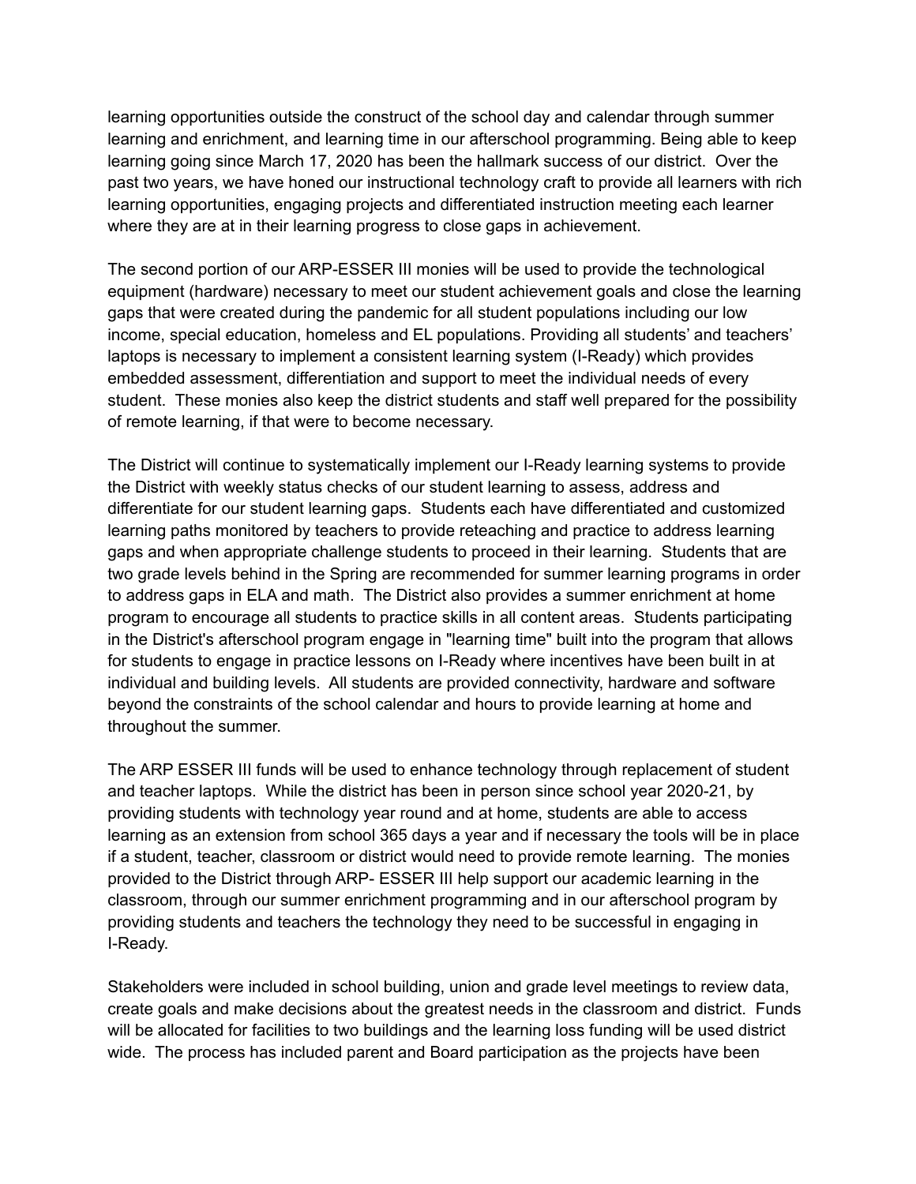learning opportunities outside the construct of the school day and calendar through summer learning and enrichment, and learning time in our afterschool programming. Being able to keep learning going since March 17, 2020 has been the hallmark success of our district. Over the past two years, we have honed our instructional technology craft to provide all learners with rich learning opportunities, engaging projects and differentiated instruction meeting each learner where they are at in their learning progress to close gaps in achievement.

The second portion of our ARP-ESSER III monies will be used to provide the technological equipment (hardware) necessary to meet our student achievement goals and close the learning gaps that were created during the pandemic for all student populations including our low income, special education, homeless and EL populations. Providing all students' and teachers' laptops is necessary to implement a consistent learning system (I-Ready) which provides embedded assessment, differentiation and support to meet the individual needs of every student. These monies also keep the district students and staff well prepared for the possibility of remote learning, if that were to become necessary.

The District will continue to systematically implement our I-Ready learning systems to provide the District with weekly status checks of our student learning to assess, address and differentiate for our student learning gaps. Students each have differentiated and customized learning paths monitored by teachers to provide reteaching and practice to address learning gaps and when appropriate challenge students to proceed in their learning. Students that are two grade levels behind in the Spring are recommended for summer learning programs in order to address gaps in ELA and math. The District also provides a summer enrichment at home program to encourage all students to practice skills in all content areas. Students participating in the District's afterschool program engage in "learning time" built into the program that allows for students to engage in practice lessons on I-Ready where incentives have been built in at individual and building levels. All students are provided connectivity, hardware and software beyond the constraints of the school calendar and hours to provide learning at home and throughout the summer.

The ARP ESSER III funds will be used to enhance technology through replacement of student and teacher laptops. While the district has been in person since school year 2020-21, by providing students with technology year round and at home, students are able to access learning as an extension from school 365 days a year and if necessary the tools will be in place if a student, teacher, classroom or district would need to provide remote learning. The monies provided to the District through ARP- ESSER III help support our academic learning in the classroom, through our summer enrichment programming and in our afterschool program by providing students and teachers the technology they need to be successful in engaging in I-Ready.

Stakeholders were included in school building, union and grade level meetings to review data, create goals and make decisions about the greatest needs in the classroom and district. Funds will be allocated for facilities to two buildings and the learning loss funding will be used district wide. The process has included parent and Board participation as the projects have been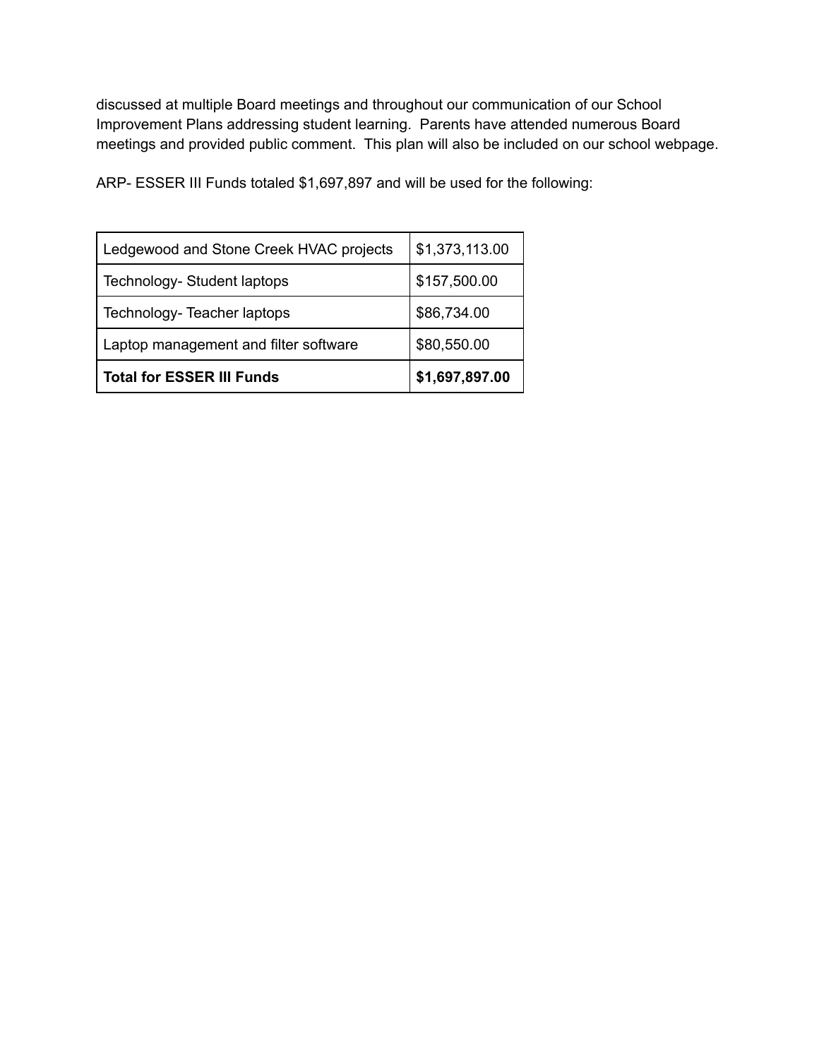discussed at multiple Board meetings and throughout our communication of our School Improvement Plans addressing student learning.  Parents have attended numerous Board meetings and provided public comment.  This plan will also be included on our school webpage.

ARP- ESSER III Funds totaled $1,697,897 and will be used for the following:

| | |
|---|---|
| Ledgewood and Stone Creek HVAC projects | $1,373,113.00 |
| Technology- Student laptops | $157,500.00 |
| Technology- Teacher laptops | $86,734.00 |
| Laptop management and filter software | $80,550.00 |
| **Total for ESSER III Funds** | **$1,697,897.00** |